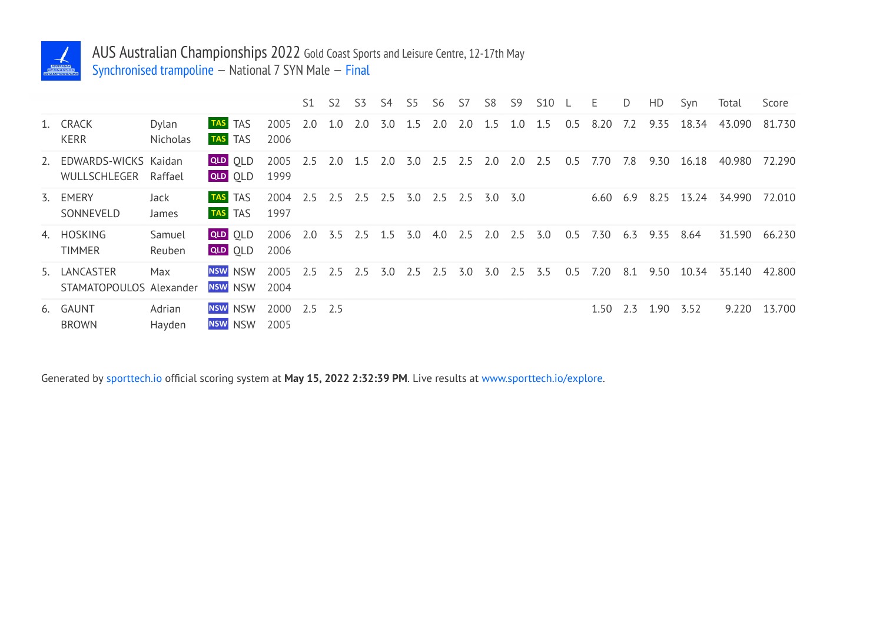# AUS Australian Championships 2022 Gold Coast Sports and Leisure Centre, 12-17th May

Synchronised trampoline – National 7 SYN Male – Final

| | | | | | S1 | S2 | S3 | S4 | S5 | S6 | S7 | S8 | S9 | S10 | L | E | D | HD | Syn | Total | Score |
|---|---|---|---|---|---|---|---|---|---|---|---|---|---|---|---|---|---|---|---|---|---|
| 1. | CRACK<br>KERR | Dylan<br>Nicholas | TAS TAS<br>TAS TAS | 2005<br>2006 | 2.0 | 1.0 | 2.0 | 3.0 | 1.5 | 2.0 | 2.0 | 1.5 | 1.0 | 1.5 | 0.5 | 8.20 | 7.2 | 9.35 | 18.34 | 43.090 | 81.730 |
| 2. | EDWARDS-WICKS<br>WULLSCHLEGER | Kaidan<br>Raffael | QLD QLD<br>QLD QLD | 2005<br>1999 | 2.5 | 2.0 | 1.5 | 2.0 | 3.0 | 2.5 | 2.5 | 2.0 | 2.0 | 2.5 | 0.5 | 7.70 | 7.8 | 9.30 | 16.18 | 40.980 | 72.290 |
| 3. | EMERY<br>SONNEVELD | Jack<br>James | TAS TAS<br>TAS TAS | 2004<br>1997 | 2.5 | 2.5 | 2.5 | 2.5 | 3.0 | 2.5 | 2.5 | 3.0 | 3.0 | | | 6.60 | 6.9 | 8.25 | 13.24 | 34.990 | 72.010 |
| 4. | HOSKING<br>TIMMER | Samuel<br>Reuben | QLD QLD<br>QLD QLD | 2006<br>2006 | 2.0 | 3.5 | 2.5 | 1.5 | 3.0 | 4.0 | 2.5 | 2.0 | 2.5 | 3.0 | 0.5 | 7.30 | 6.3 | 9.35 | 8.64 | 31.590 | 66.230 |
| 5. | LANCASTER<br>STAMATOPOULOS | Max<br>Alexander | NSW NSW<br>NSW NSW | 2005<br>2004 | 2.5 | 2.5 | 2.5 | 3.0 | 2.5 | 2.5 | 3.0 | 3.0 | 2.5 | 3.5 | 0.5 | 7.20 | 8.1 | 9.50 | 10.34 | 35.140 | 42.800 |
| 6. | GAUNT<br>BROWN | Adrian<br>Hayden | NSW NSW<br>NSW NSW | 2000<br>2005 | 2.5 | 2.5 | | | | | | | | | | 1.50 | 2.3 | 1.90 | 3.52 | 9.220 | 13.700 |

Generated by sporttech.io official scoring system at **May 15, 2022 2:32:39 PM**. Live results at www.sporttech.io/explore.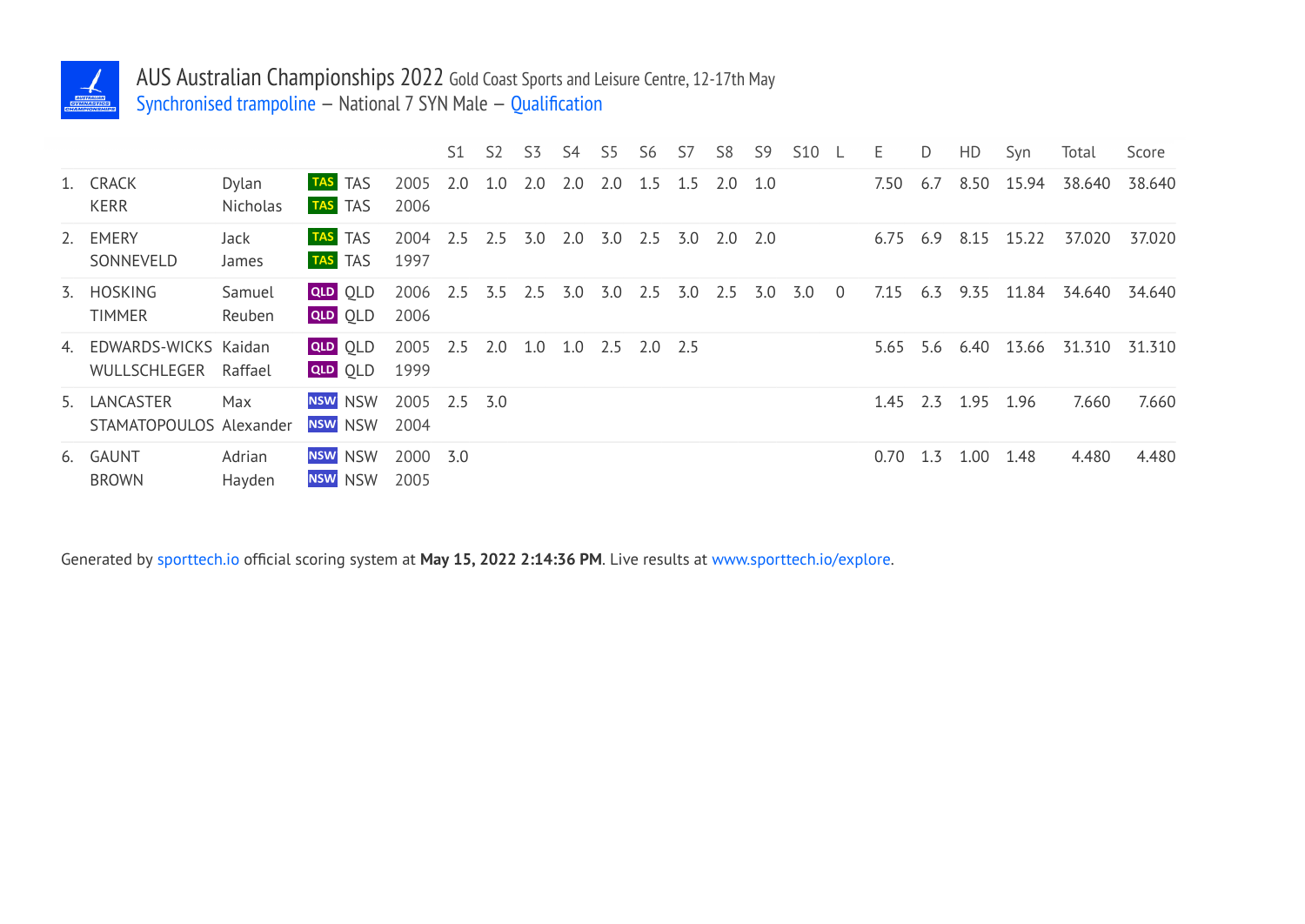# AUS Australian Championships 2022 Gold Coast Sports and Leisure Centre, 12-17th May

Synchronised trampoline – National 7 SYN Male – Qualification

| | | | | | | S1 | S2 | S3 | S4 | S5 | S6 | S7 | S8 | S9 | S10 | L | E | D | HD | Syn | Total | Score |
|---|---|---|---|---|---|---|---|---|---|---|---|---|---|---|---|---|---|---|---|---|---|---|
| 1. | CRACK<br>KERR | Dylan<br>Nicholas | TAS<br>TAS | TAS<br>TAS | 2005<br>2006 | 2.0 | 1.0 | 2.0 | 2.0 | 2.0 | 1.5 | 1.5 | 2.0 | 1.0 | | | 7.50 | 6.7 | 8.50 | 15.94 | 38.640 | 38.640 |
| 2. | EMERY<br>SONNEVELD | Jack<br>James | TAS<br>TAS | TAS<br>TAS | 2004<br>1997 | 2.5 | 2.5 | 3.0 | 2.0 | 3.0 | 2.5 | 3.0 | 2.0 | 2.0 | | | 6.75 | 6.9 | 8.15 | 15.22 | 37.020 | 37.020 |
| 3. | HOSKING<br>TIMMER | Samuel<br>Reuben | QLD<br>QLD | QLD<br>QLD | 2006<br>2006 | 2.5 | 3.5 | 2.5 | 3.0 | 3.0 | 2.5 | 3.0 | 2.5 | 3.0 | 3.0 | 0 | 7.15 | 6.3 | 9.35 | 11.84 | 34.640 | 34.640 |
| 4. | EDWARDS-WICKS<br>WULLSCHLEGER | Kaidan<br>Raffael | QLD<br>QLD | QLD<br>QLD | 2005<br>1999 | 2.5 | 2.0 | 1.0 | 1.0 | 2.5 | 2.0 | 2.5 | | | | | 5.65 | 5.6 | 6.40 | 13.66 | 31.310 | 31.310 |
| 5. | LANCASTER<br>STAMATOPOULOS | Max<br>Alexander | NSW<br>NSW | NSW<br>NSW | 2005<br>2004 | 2.5 | 3.0 | | | | | | | | | | 1.45 | 2.3 | 1.95 | 1.96 | 7.660 | 7.660 |
| 6. | GAUNT<br>BROWN | Adrian<br>Hayden | NSW<br>NSW | NSW<br>NSW | 2000<br>2005 | 3.0 | | | | | | | | | | | 0.70 | 1.3 | 1.00 | 1.48 | 4.480 | 4.480 |

Generated by sporttech.io official scoring system at **May 15, 2022 2:14:36 PM**. Live results at www.sporttech.io/explore.